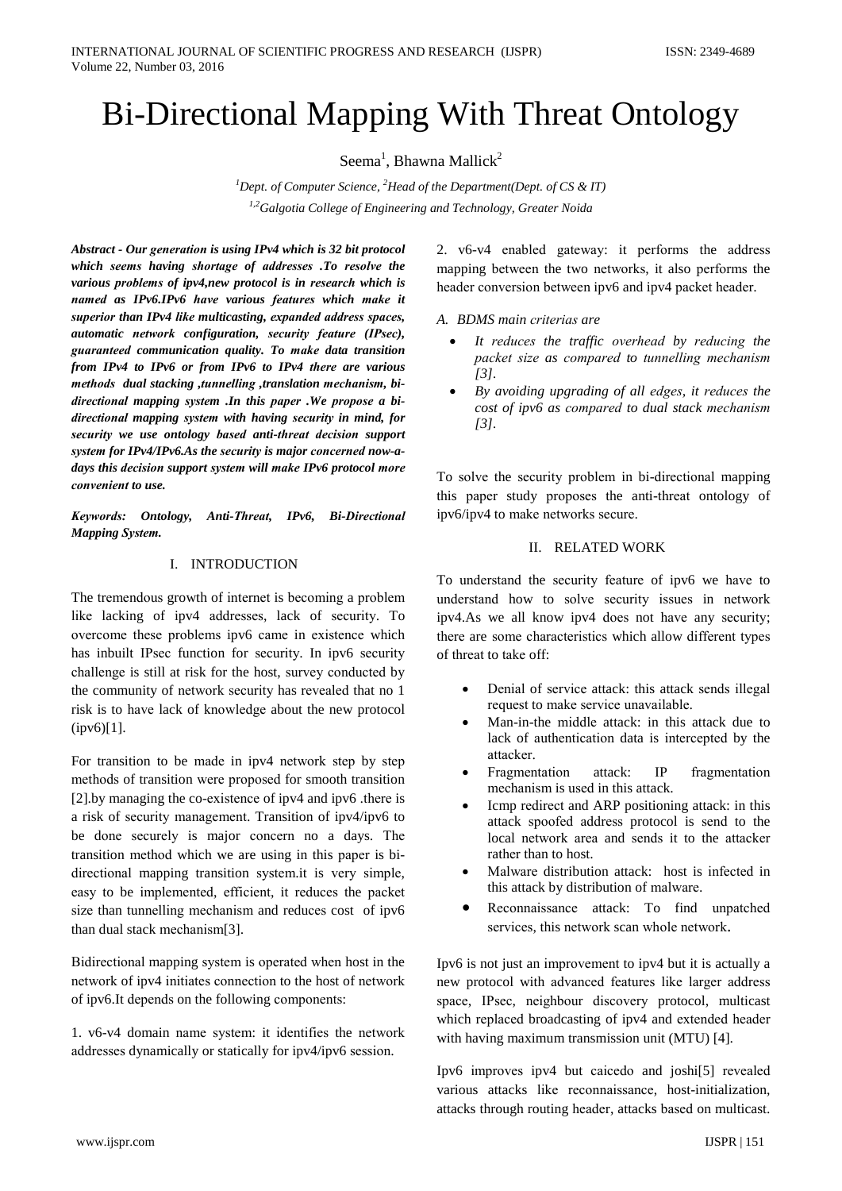# Bi-Directional Mapping With Threat Ontology

Seema[1], Bhawna Mallick[2]

[1]*Dept. of Computer Science,* [2]*Head of the Department(Dept. of CS & IT)*

[1,2]*Galgotia College of Engineering and Technology, Greater Noida*

***Abstract - Our generation is using IPv4 which is 32 bit protocol which seems having shortage of addresses .To resolve the various problems of ipv4,new protocol is in research which is named as IPv6.IPv6 have various features which make it superior than IPv4 like multicasting, expanded address spaces, automatic network configuration, security feature (IPsec), guaranteed communication quality. To make data transition from IPv4 to IPv6 or from IPv6 to IPv4 there are various methods dual stacking ,tunnelling ,translation mechanism, bi-directional mapping system .In this paper .We propose a bi-directional mapping system with having security in mind, for security we use ontology based anti-threat decision support system for IPv4/IPv6.As the security is major concerned now-a-days this decision support system will make IPv6 protocol more convenient to use.***

***Keywords: Ontology, Anti-Threat, IPv6, Bi-Directional Mapping System.***

## I. INTRODUCTION

The tremendous growth of internet is becoming a problem like lacking of ipv4 addresses, lack of security. To overcome these problems ipv6 came in existence which has inbuilt IPsec function for security. In ipv6 security challenge is still at risk for the host, survey conducted by the community of network security has revealed that no 1 risk is to have lack of knowledge about the new protocol (ipv6)[1].

For transition to be made in ipv4 network step by step methods of transition were proposed for smooth transition [2].by managing the co-existence of ipv4 and ipv6 .there is a risk of security management. Transition of ipv4/ipv6 to be done securely is major concern no a days. The transition method which we are using in this paper is bi-directional mapping transition system.it is very simple, easy to be implemented, efficient, it reduces the packet size than tunnelling mechanism and reduces cost of ipv6 than dual stack mechanism[3].

Bidirectional mapping system is operated when host in the network of ipv4 initiates connection to the host of network of ipv6.It depends on the following components:

1. v6-v4 domain name system: it identifies the network addresses dynamically or statically for ipv4/ipv6 session.

2. v6-v4 enabled gateway: it performs the address mapping between the two networks, it also performs the header conversion between ipv6 and ipv4 packet header.

### *A. BDMS main criterias are*

- *It reduces the traffic overhead by reducing the packet size as compared to tunnelling mechanism [3].*
- *By avoiding upgrading of all edges, it reduces the cost of ipv6 as compared to dual stack mechanism [3].*

To solve the security problem in bi-directional mapping this paper study proposes the anti-threat ontology of ipv6/ipv4 to make networks secure.

## II. RELATED WORK

To understand the security feature of ipv6 we have to understand how to solve security issues in network ipv4.As we all know ipv4 does not have any security; there are some characteristics which allow different types of threat to take off:

- Denial of service attack: this attack sends illegal request to make service unavailable.
- Man-in-the middle attack: in this attack due to lack of authentication data is intercepted by the attacker.
- Fragmentation attack: IP fragmentation mechanism is used in this attack.
- Icmp redirect and ARP positioning attack: in this attack spoofed address protocol is send to the local network area and sends it to the attacker rather than to host.
- Malware distribution attack: host is infected in this attack by distribution of malware.
- Reconnaissance attack: To find unpatched services, this network scan whole network.

Ipv6 is not just an improvement to ipv4 but it is actually a new protocol with advanced features like larger address space, IPsec, neighbour discovery protocol, multicast which replaced broadcasting of ipv4 and extended header with having maximum transmission unit (MTU) [4].

Ipv6 improves ipv4 but caicedo and joshi[5] revealed various attacks like reconnaissance, host-initialization, attacks through routing header, attacks based on multicast.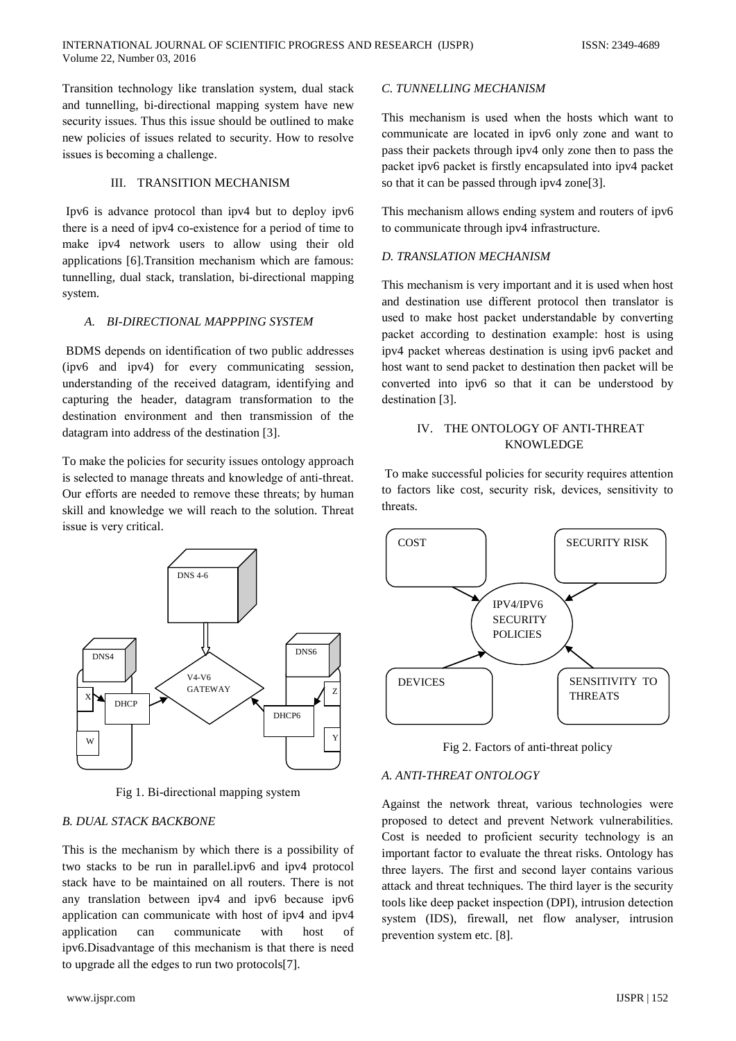Transition technology like translation system, dual stack and tunnelling, bi-directional mapping system have new security issues. Thus this issue should be outlined to make new policies of issues related to security. How to resolve issues is becoming a challenge.

## III. TRANSITION MECHANISM

Ipv6 is advance protocol than ipv4 but to deploy ipv6 there is a need of ipv4 co-existence for a period of time to make ipv4 network users to allow using their old applications [6].Transition mechanism which are famous: tunnelling, dual stack, translation, bi-directional mapping system.

### *A. BI-DIRECTIONAL MAPPPING SYSTEM*

BDMS depends on identification of two public addresses (ipv6 and ipv4) for every communicating session, understanding of the received datagram, identifying and capturing the header, datagram transformation to the destination environment and then transmission of the datagram into address of the destination [3].

To make the policies for security issues ontology approach is selected to manage threats and knowledge of anti-threat. Our efforts are needed to remove these threats; by human skill and knowledge we will reach to the solution. Threat issue is very critical.

Fig 1. Bi-directional mapping system

### *B. DUAL STACK BACKBONE*

This is the mechanism by which there is a possibility of two stacks to be run in parallel.ipv6 and ipv4 protocol stack have to be maintained on all routers. There is not any translation between ipv4 and ipv6 because ipv6 application can communicate with host of ipv4 and ipv4 application can communicate with host of ipv6.Disadvantage of this mechanism is that there is need to upgrade all the edges to run two protocols[7].

### *C. TUNNELLING MECHANISM*

This mechanism is used when the hosts which want to communicate are located in ipv6 only zone and want to pass their packets through ipv4 only zone then to pass the packet ipv6 packet is firstly encapsulated into ipv4 packet so that it can be passed through ipv4 zone[3].

This mechanism allows ending system and routers of ipv6 to communicate through ipv4 infrastructure.

### *D. TRANSLATION MECHANISM*

This mechanism is very important and it is used when host and destination use different protocol then translator is used to make host packet understandable by converting packet according to destination example: host is using ipv4 packet whereas destination is using ipv6 packet and host want to send packet to destination then packet will be converted into ipv6 so that it can be understood by destination [3].

## IV. THE ONTOLOGY OF ANTI-THREAT KNOWLEDGE

To make successful policies for security requires attention to factors like cost, security risk, devices, sensitivity to threats.

Fig 2. Factors of anti-threat policy

### *A. ANTI-THREAT ONTOLOGY*

Against the network threat, various technologies were proposed to detect and prevent Network vulnerabilities. Cost is needed to proficient security technology is an important factor to evaluate the threat risks. Ontology has three layers. The first and second layer contains various attack and threat techniques. The third layer is the security tools like deep packet inspection (DPI), intrusion detection system (IDS), firewall, net flow analyser, intrusion prevention system etc. [8].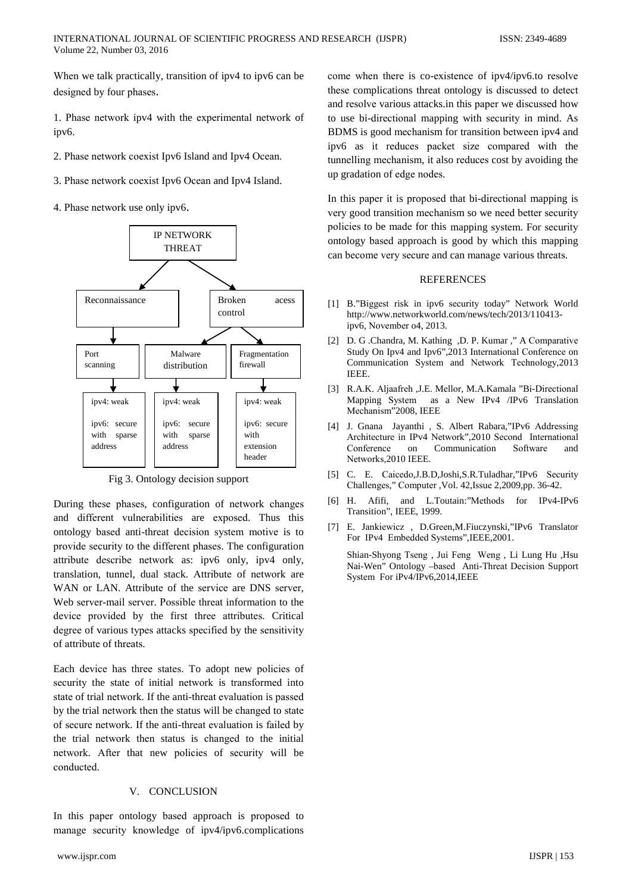When we talk practically, transition of ipv4 to ipv6 can be designed by four phases.

1. Phase network ipv4 with the experimental network of ipv6.

2. Phase network coexist Ipv6 Island and Ipv4 Ocean.

3. Phase network coexist Ipv6 Ocean and Ipv4 Island.

4. Phase network use only ipv6.

IP NETWORK THREAT

Reconnaissance

Broken acess control

Port scanning

Malware distribution

Fragmentation firewall

ipv4: weak

ipv6: secure with sparse address

ipv4: weak

ipv6: secure with sparse address

ipv4: weak

ipv6: secure with extension header

Fig 3. Ontology decision support

During these phases, configuration of network changes and different vulnerabilities are exposed. Thus this ontology based anti-threat decision system motive is to provide security to the different phases. The configuration attribute describe network as: ipv6 only, ipv4 only, translation, tunnel, dual stack. Attribute of network are WAN or LAN. Attribute of the service are DNS server, Web server-mail server. Possible threat information to the device provided by the first three attributes. Critical degree of various types attacks specified by the sensitivity of attribute of threats.

Each device has three states. To adopt new policies of security the state of initial network is transformed into state of trial network. If the anti-threat evaluation is passed by the trial network then the status will be changed to state of secure network. If the anti-threat evaluation is failed by the trial network then status is changed to the initial network. After that new policies of security will be conducted.

## V. CONCLUSION

In this paper ontology based approach is proposed to manage security knowledge of ipv4/ipv6.complications come when there is co-existence of ipv4/ipv6.to resolve these complications threat ontology is discussed to detect and resolve various attacks.in this paper we discussed how to use bi-directional mapping with security in mind. As BDMS is good mechanism for transition between ipv4 and ipv6 as it reduces packet size compared with the tunnelling mechanism, it also reduces cost by avoiding the up gradation of edge nodes.

In this paper it is proposed that bi-directional mapping is very good transition mechanism so we need better security policies to be made for this mapping system. For security ontology based approach is good by which this mapping can become very secure and can manage various threats.

## REFERENCES

[1] B."Biggest risk in ipv6 security today" Network World http://www.networkworld.com/news/tech/2013/110413-ipv6, November o4, 2013.

[2] D. G .Chandra, M. Kathing ,D. P. Kumar ," A Comparative Study On Ipv4 and Ipv6",2013 International Conference on Communication System and Network Technology,2013 IEEE.

[3] R.A.K. Aljaafreh ,J.E. Mellor, M.A.Kamala "Bi-Directional Mapping System as a New IPv4 /IPv6 Translation Mechanism"2008, IEEE

[4] J. Gnana Jayanthi , S. Albert Rabara,"IPv6 Addressing Architecture in IPv4 Network",2010 Second International Conference on Communication Software and Networks,2010 IEEE.

[5] C. E. Caicedo,J.B.D,Joshi,S.R.Tuladhar,"IPv6 Security Challenges," Computer ,Vol. 42,Issue 2,2009,pp. 36-42.

[6] H. Afifi, and L.Toutain:"Methods for IPv4-IPv6 Transition", IEEE, 1999.

[7] E. Jankiewicz , D.Green,M.Fiuczynski,"IPv6 Translator For IPv4 Embedded Systems",IEEE,2001.

Shian-Shyong Tseng , Jui Feng Weng , Li Lung Hu ,Hsu Nai-Wen" Ontology –based Anti-Threat Decision Support System For iPv4/IPv6,2014,IEEE